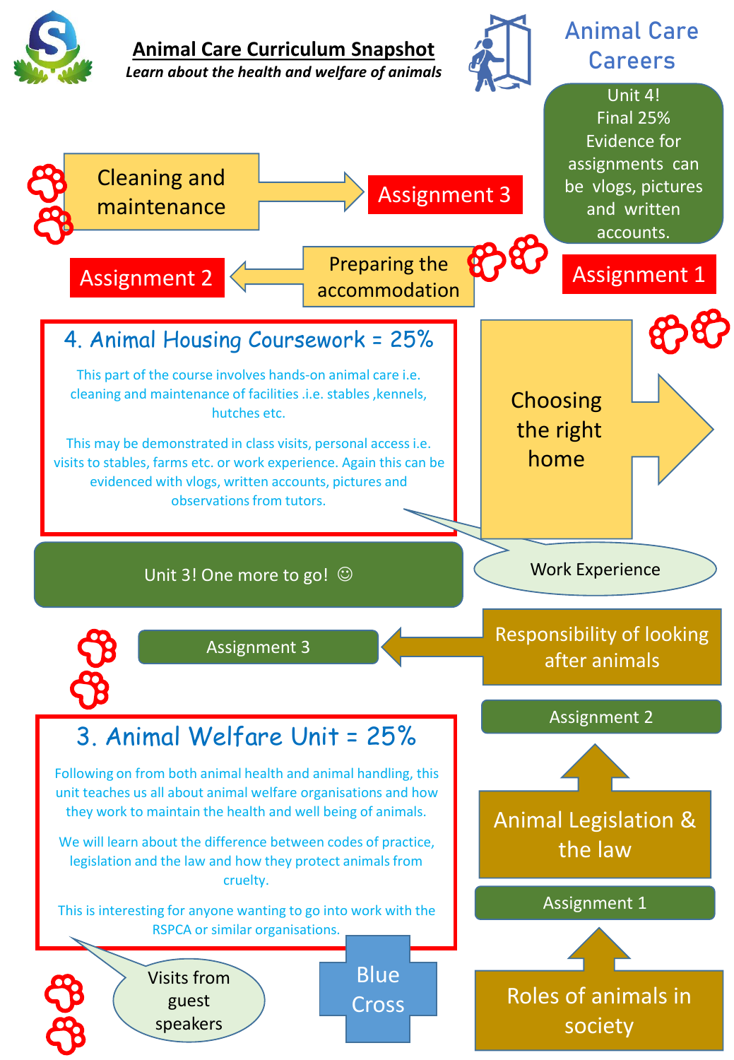# Animal Care Curriculum Snapshot

*Learn about the health and welfare of animals*

## Animal Care Careers

Unit 4!
Final 25%
Evidence for assignments can be vlogs, pictures and written accounts.

Assignment 1

Choosing the right home

Assignment 2

Preparing the accommodation

Assignment 3

Cleaning and maintenance

### 4. Animal Housing Coursework = 25%

This part of the course involves hands-on animal care i.e. cleaning and maintenance of facilities .i.e. stables ,kennels, hutches etc.

This may be demonstrated in class visits, personal access i.e. visits to stables, farms etc. or work experience. Again this can be evidenced with vlogs, written accounts, pictures and observations from tutors.

Work Experience

Unit 3! One more to go! ☺

Roles of animals in society

Assignment 1

Animal Legislation & the law

Assignment 2

Responsibility of looking after animals

Assignment 3

### 3. Animal Welfare Unit = 25%

Following on from both animal health and animal handling, this unit teaches us all about animal welfare organisations and how they work to maintain the health and well being of animals.

We will learn about the difference between codes of practice, legislation and the law and how they protect animals from cruelty.

This is interesting for anyone wanting to go into work with the RSPCA or similar organisations.

Visits from guest speakers

Blue Cross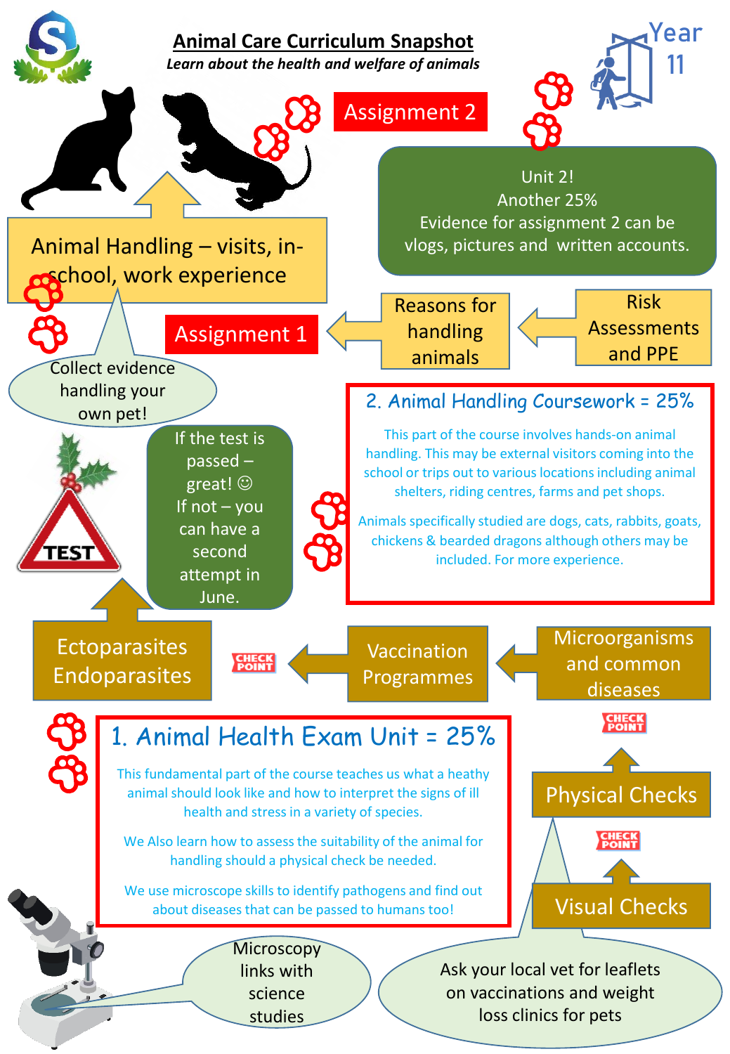# Animal Care Curriculum Snapshot

*Learn about the health and welfare of animals*

Year 11

Assignment 2

Unit 2!
Another 25%
Evidence for assignment 2 can be vlogs, pictures and written accounts.

Animal Handling – visits, in-school, work experience

Assignment 1

Reasons for handling animals

Risk Assessments and PPE

Collect evidence handling your own pet!

## 2. Animal Handling Coursework = 25%

This part of the course involves hands-on animal handling. This may be external visitors coming into the school or trips out to various locations including animal shelters, riding centres, farms and pet shops.

Animals specifically studied are dogs, cats, rabbits, goats, chickens & bearded dragons although others may be included. For more experience.

TEST

If the test is passed – great! ☺
If not – you can have a second attempt in June.

Ectoparasites Endoparasites

CHECK POINT

Vaccination Programmes

Microorganisms and common diseases

CHECK POINT

## 1. Animal Health Exam Unit = 25%

This fundamental part of the course teaches us what a heathy animal should look like and how to interpret the signs of ill health and stress in a variety of species.

We Also learn how to assess the suitability of the animal for handling should a physical check be needed.

We use microscope skills to identify pathogens and find out about diseases that can be passed to humans too!

Physical Checks

CHECK POINT

Visual Checks

Microscopy links with science studies

Ask your local vet for leaflets on vaccinations and weight loss clinics for pets